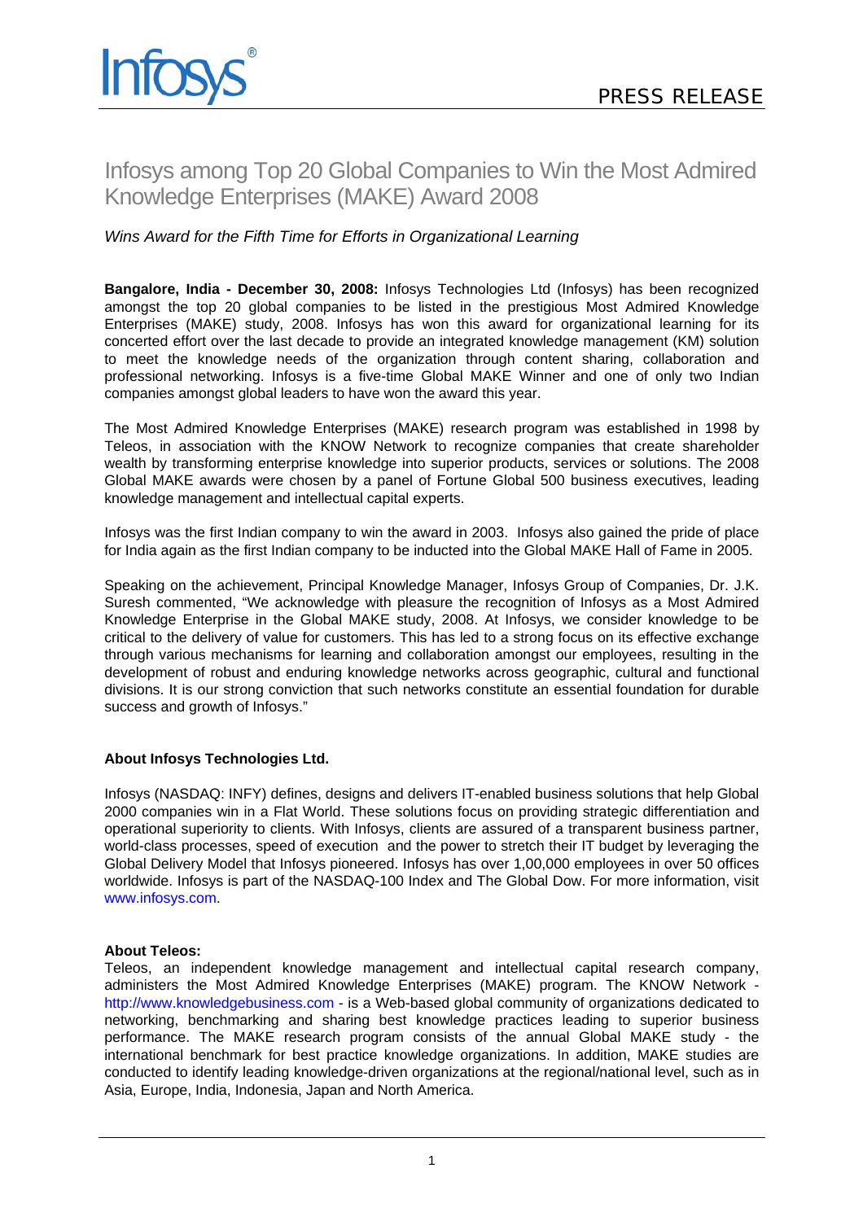Infosys

PRESS RELEASE

# Infosys among Top 20 Global Companies to Win the Most Admired Knowledge Enterprises (MAKE) Award 2008

*Wins Award for the Fifth Time for Efforts in Organizational Learning*

**Bangalore, India - December 30, 2008:** Infosys Technologies Ltd (Infosys) has been recognized amongst the top 20 global companies to be listed in the prestigious Most Admired Knowledge Enterprises (MAKE) study, 2008. Infosys has won this award for organizational learning for its concerted effort over the last decade to provide an integrated knowledge management (KM) solution to meet the knowledge needs of the organization through content sharing, collaboration and professional networking. Infosys is a five-time Global MAKE Winner and one of only two Indian companies amongst global leaders to have won the award this year.

The Most Admired Knowledge Enterprises (MAKE) research program was established in 1998 by Teleos, in association with the KNOW Network to recognize companies that create shareholder wealth by transforming enterprise knowledge into superior products, services or solutions. The 2008 Global MAKE awards were chosen by a panel of Fortune Global 500 business executives, leading knowledge management and intellectual capital experts.

Infosys was the first Indian company to win the award in 2003. Infosys also gained the pride of place for India again as the first Indian company to be inducted into the Global MAKE Hall of Fame in 2005.

Speaking on the achievement, Principal Knowledge Manager, Infosys Group of Companies, Dr. J.K. Suresh commented, "We acknowledge with pleasure the recognition of Infosys as a Most Admired Knowledge Enterprise in the Global MAKE study, 2008. At Infosys, we consider knowledge to be critical to the delivery of value for customers. This has led to a strong focus on its effective exchange through various mechanisms for learning and collaboration amongst our employees, resulting in the development of robust and enduring knowledge networks across geographic, cultural and functional divisions. It is our strong conviction that such networks constitute an essential foundation for durable success and growth of Infosys."

**About Infosys Technologies Ltd.**

Infosys (NASDAQ: INFY) defines, designs and delivers IT-enabled business solutions that help Global 2000 companies win in a Flat World. These solutions focus on providing strategic differentiation and operational superiority to clients. With Infosys, clients are assured of a transparent business partner, world-class processes, speed of execution and the power to stretch their IT budget by leveraging the Global Delivery Model that Infosys pioneered. Infosys has over 1,00,000 employees in over 50 offices worldwide. Infosys is part of the NASDAQ-100 Index and The Global Dow. For more information, visit www.infosys.com.

**About Teleos:**

Teleos, an independent knowledge management and intellectual capital research company, administers the Most Admired Knowledge Enterprises (MAKE) program. The KNOW Network - http://www.knowledgebusiness.com - is a Web-based global community of organizations dedicated to networking, benchmarking and sharing best knowledge practices leading to superior business performance. The MAKE research program consists of the annual Global MAKE study - the international benchmark for best practice knowledge organizations. In addition, MAKE studies are conducted to identify leading knowledge-driven organizations at the regional/national level, such as in Asia, Europe, India, Indonesia, Japan and North America.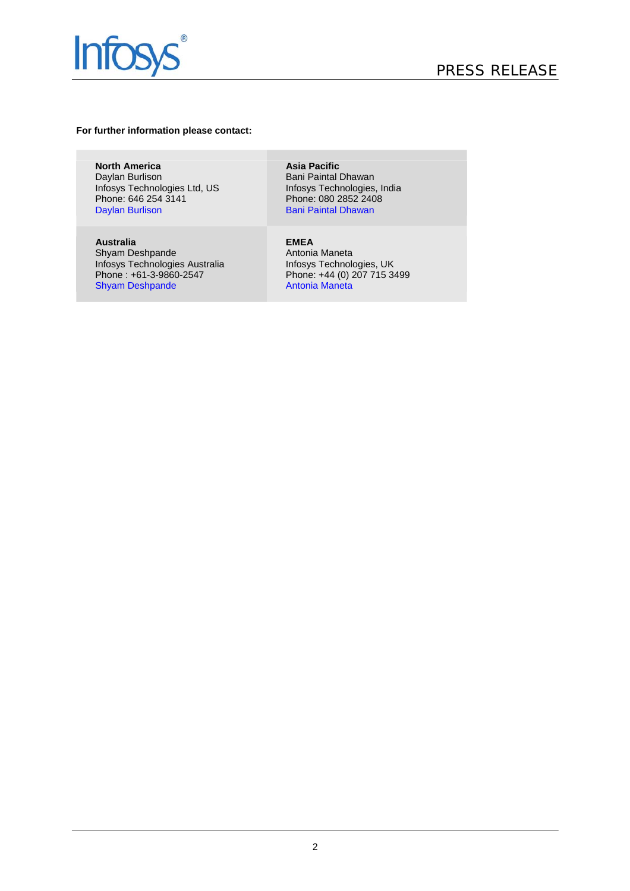**For further information please contact:**

| | |
|---|---|
| **North America**<br>Daylan Burlison<br>Infosys Technologies Ltd, US<br>Phone: 646 254 3141<br>Daylan Burlison | **Asia Pacific**<br>Bani Paintal Dhawan<br>Infosys Technologies, India<br>Phone: 080 2852 2408<br>Bani Paintal Dhawan |
| **Australia**<br>Shyam Deshpande<br>Infosys Technologies Australia<br>Phone : +61-3-9860-2547<br>Shyam Deshpande | **EMEA**<br>Antonia Maneta<br>Infosys Technologies, UK<br>Phone: +44 (0) 207 715 3499<br>Antonia Maneta |